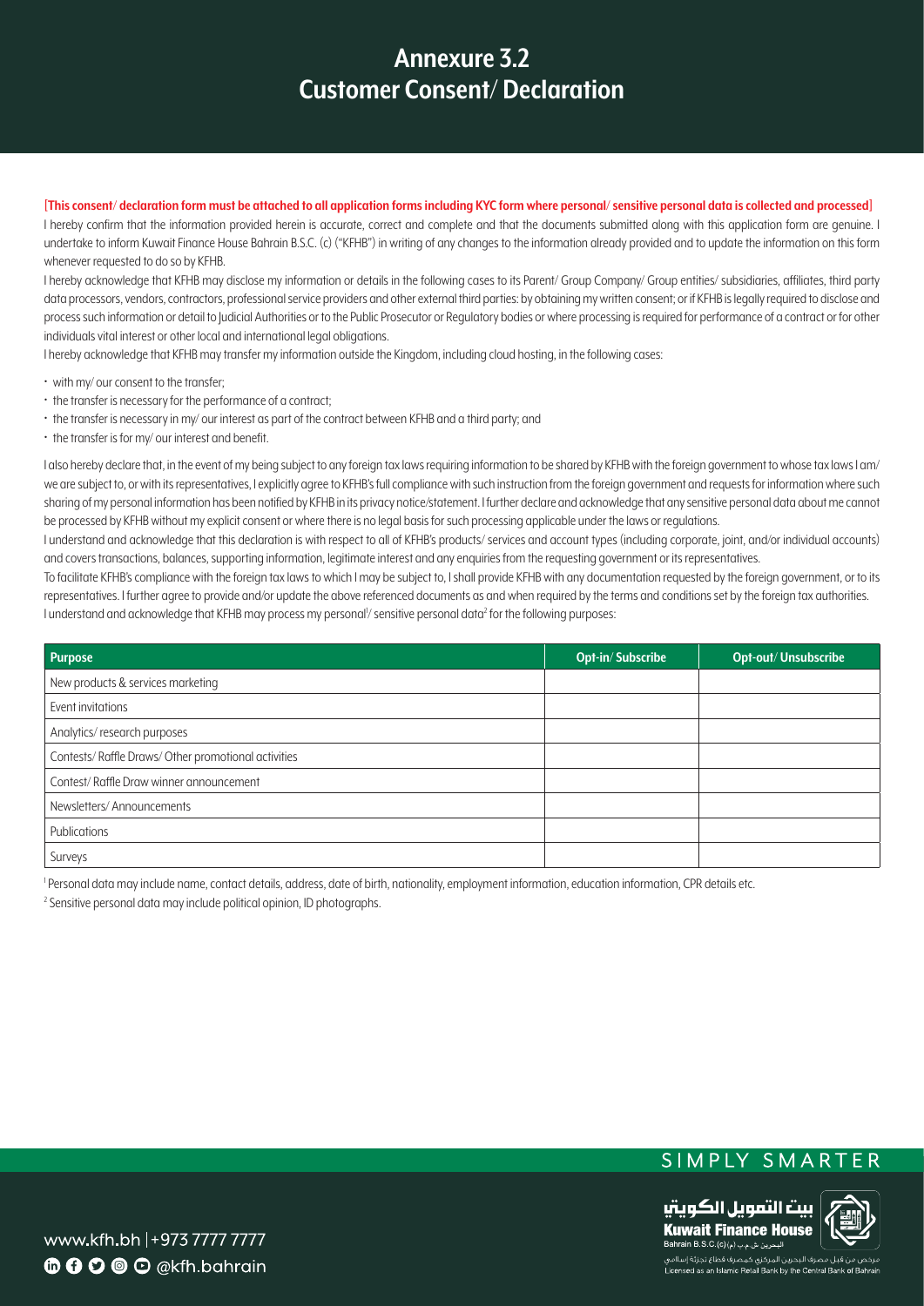# Annexure 3.2
# Customer Consent/ Declaration

**[This consent/ declaration form must be attached to all application forms including KYC form where personal/ sensitive personal data is collected and processed]**

I hereby confirm that the information provided herein is accurate, correct and complete and that the documents submitted along with this application form are genuine. I undertake to inform Kuwait Finance House Bahrain B.S.C. (c) ("KFHB") in writing of any changes to the information already provided and to update the information on this form whenever requested to do so by KFHB.

I hereby acknowledge that KFHB may disclose my information or details in the following cases to its Parent/ Group Company/ Group entities/ subsidiaries, affiliates, third party data processors, vendors, contractors, professional service providers and other external third parties: by obtaining my written consent; or if KFHB is legally required to disclose and process such information or detail to Judicial Authorities or to the Public Prosecutor or Regulatory bodies or where processing is required for performance of a contract or for other individuals vital interest or other local and international legal obligations.

I hereby acknowledge that KFHB may transfer my information outside the Kingdom, including cloud hosting, in the following cases:

- with my/ our consent to the transfer;
- the transfer is necessary for the performance of a contract;
- the transfer is necessary in my/ our interest as part of the contract between KFHB and a third party; and
- the transfer is for my/ our interest and benefit.

I also hereby declare that, in the event of my being subject to any foreign tax laws requiring information to be shared by KFHB with the foreign government to whose tax laws I am/ we are subject to, or with its representatives, I explicitly agree to KFHB's full compliance with such instruction from the foreign government and requests for information where such sharing of my personal information has been notified by KFHB in its privacy notice/statement. I further declare and acknowledge that any sensitive personal data about me cannot be processed by KFHB without my explicit consent or where there is no legal basis for such processing applicable under the laws or regulations.

I understand and acknowledge that this declaration is with respect to all of KFHB's products/ services and account types (including corporate, joint, and/or individual accounts) and covers transactions, balances, supporting information, legitimate interest and any enquiries from the requesting government or its representatives.

To facilitate KFHB's compliance with the foreign tax laws to which I may be subject to, I shall provide KFHB with any documentation requested by the foreign government, or to its representatives. I further agree to provide and/or update the above referenced documents as and when required by the terms and conditions set by the foreign tax authorities.

I understand and acknowledge that KFHB may process my personal[1]/ sensitive personal data[2] for the following purposes:

| Purpose | Opt-in/ Subscribe | Opt-out/ Unsubscribe |
|---|---|---|
| New products & services marketing | | |
| Event invitations | | |
| Analytics/ research purposes | | |
| Contests/ Raffle Draws/ Other promotional activities | | |
| Contest/ Raffle Draw winner announcement | | |
| Newsletters/ Announcements | | |
| Publications | | |
| Surveys | | |

[1] Personal data may include name, contact details, address, date of birth, nationality, employment information, education information, CPR details etc.

[2] Sensitive personal data may include political opinion, ID photographs.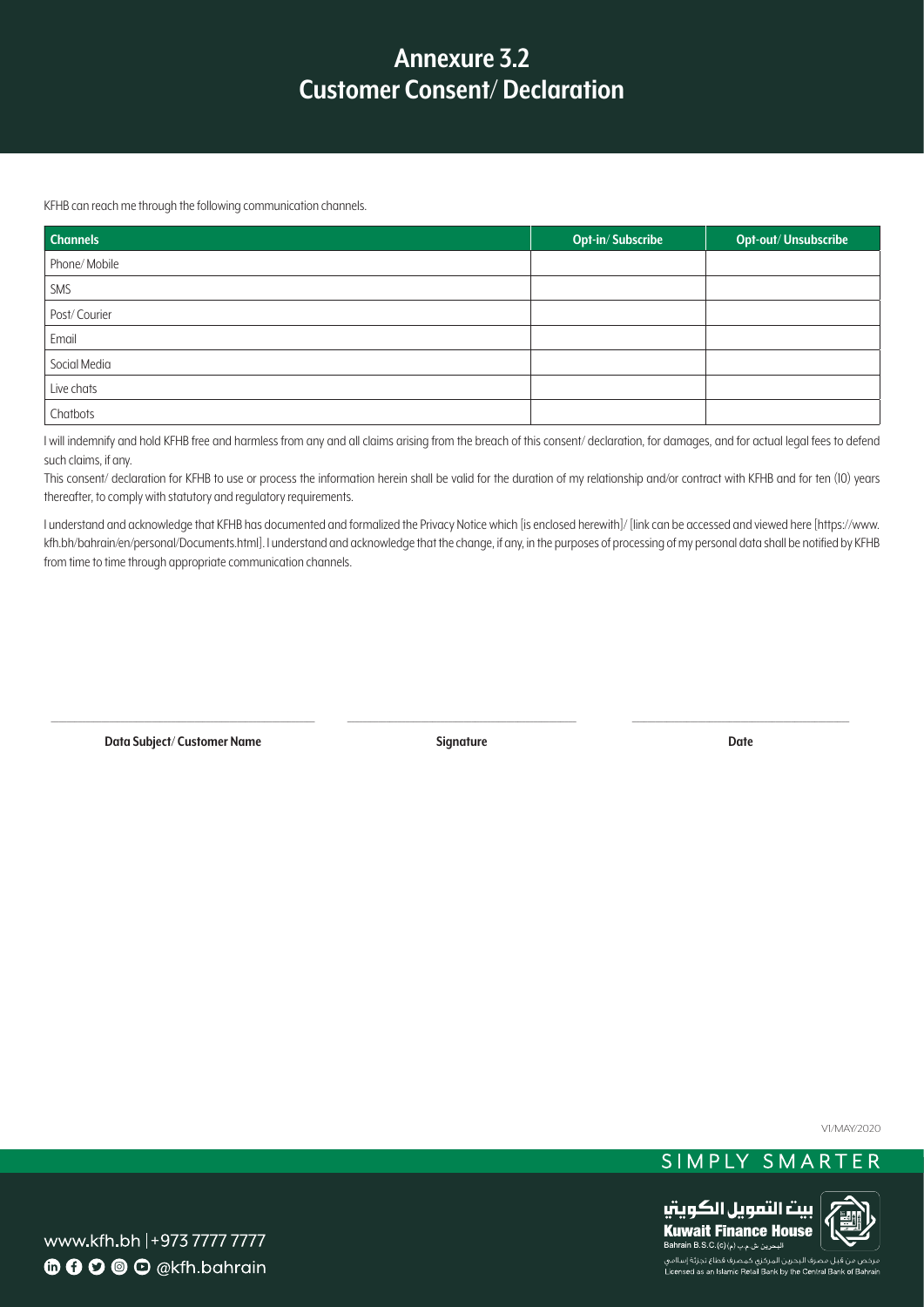# Annexure 3.2
# Customer Consent/ Declaration

KFHB can reach me through the following communication channels.

| Channels | Opt-in/ Subscribe | Opt-out/ Unsubscribe |
|---|---|---|
| Phone/ Mobile | | |
| SMS | | |
| Post/ Courier | | |
| Email | | |
| Social Media | | |
| Live chats | | |
| Chatbots | | |

I will indemnify and hold KFHB free and harmless from any and all claims arising from the breach of this consent/ declaration, for damages, and for actual legal fees to defend such claims, if any.

This consent/ declaration for KFHB to use or process the information herein shall be valid for the duration of my relationship and/or contract with KFHB and for ten (10) years thereafter, to comply with statutory and regulatory requirements.

I understand and acknowledge that KFHB has documented and formalized the Privacy Notice which [is enclosed herewith]/ [link can be accessed and viewed here [https://www.kfh.bh/bahrain/en/personal/Documents.html]. I understand and acknowledge that the change, if any, in the purposes of processing of my personal data shall be notified by KFHB from time to time through appropriate communication channels.

**Data Subject/ Customer Name** | **Signature** | **Date**

V1/MAY/2020

SIMPLY SMARTER

www.kfh.bh | +973 7777 7777

@kfh.bahrain

بيت التمويل الكويتي
Kuwait Finance House
Bahrain B.S.C.(c) البحرين ش.م.ب (م)

مرخص من قبل مصرف البحرين المركزي كمصرف قطاع تجزئة إسلامي
Licensed as an Islamic Retail Bank by the Central Bank of Bahrain